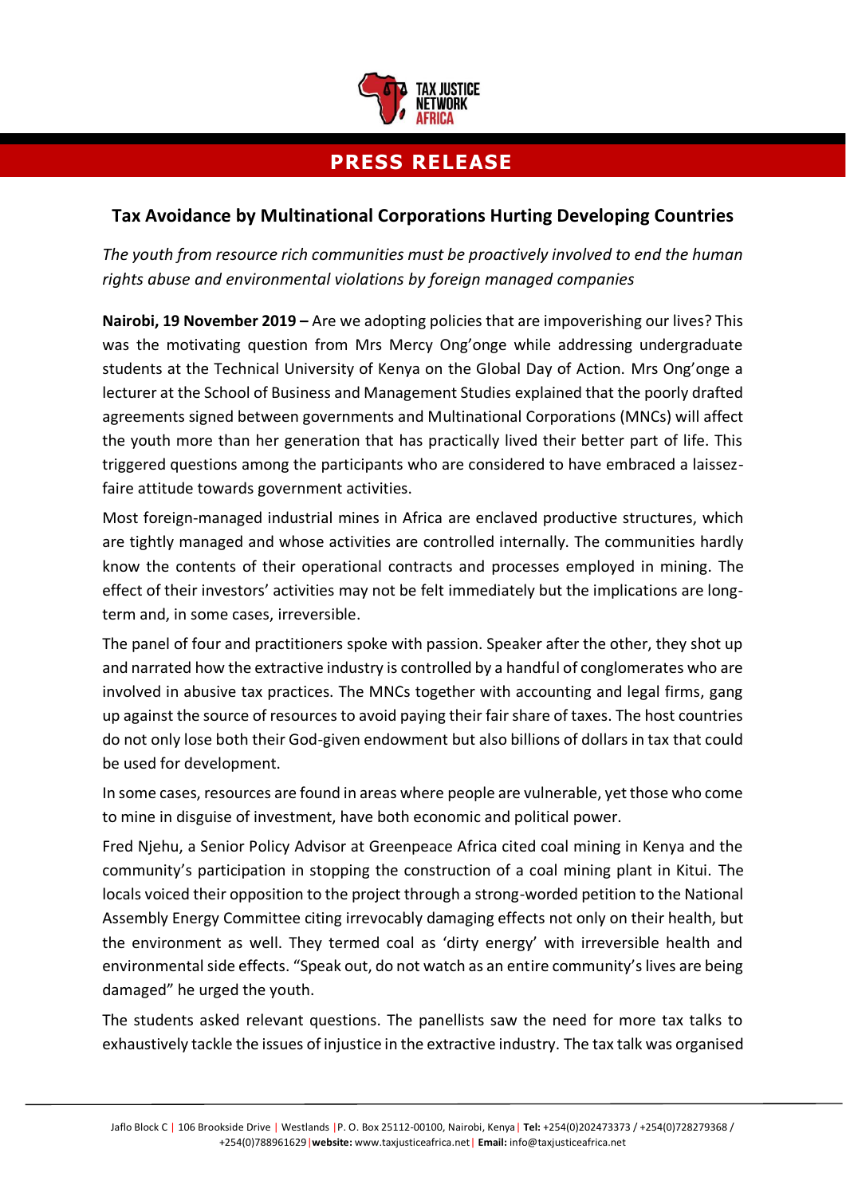TAX JUSTICE NETWORK AFRICA

# PRESS RELEASE

## Tax Avoidance by Multinational Corporations Hurting Developing Countries

*The youth from resource rich communities must be proactively involved to end the human rights abuse and environmental violations by foreign managed companies*

**Nairobi, 19 November 2019 –** Are we adopting policies that are impoverishing our lives? This was the motivating question from Mrs Mercy Ong'onge while addressing undergraduate students at the Technical University of Kenya on the Global Day of Action. Mrs Ong'onge a lecturer at the School of Business and Management Studies explained that the poorly drafted agreements signed between governments and Multinational Corporations (MNCs) will affect the youth more than her generation that has practically lived their better part of life. This triggered questions among the participants who are considered to have embraced a laissez-faire attitude towards government activities.

Most foreign-managed industrial mines in Africa are enclaved productive structures, which are tightly managed and whose activities are controlled internally. The communities hardly know the contents of their operational contracts and processes employed in mining. The effect of their investors' activities may not be felt immediately but the implications are long-term and, in some cases, irreversible.

The panel of four and practitioners spoke with passion. Speaker after the other, they shot up and narrated how the extractive industry is controlled by a handful of conglomerates who are involved in abusive tax practices. The MNCs together with accounting and legal firms, gang up against the source of resources to avoid paying their fair share of taxes. The host countries do not only lose both their God-given endowment but also billions of dollars in tax that could be used for development.

In some cases, resources are found in areas where people are vulnerable, yet those who come to mine in disguise of investment, have both economic and political power.

Fred Njehu, a Senior Policy Advisor at Greenpeace Africa cited coal mining in Kenya and the community's participation in stopping the construction of a coal mining plant in Kitui. The locals voiced their opposition to the project through a strong-worded petition to the National Assembly Energy Committee citing irrevocably damaging effects not only on their health, but the environment as well. They termed coal as 'dirty energy' with irreversible health and environmental side effects. "Speak out, do not watch as an entire community's lives are being damaged" he urged the youth.

The students asked relevant questions. The panellists saw the need for more tax talks to exhaustively tackle the issues of injustice in the extractive industry. The tax talk was organised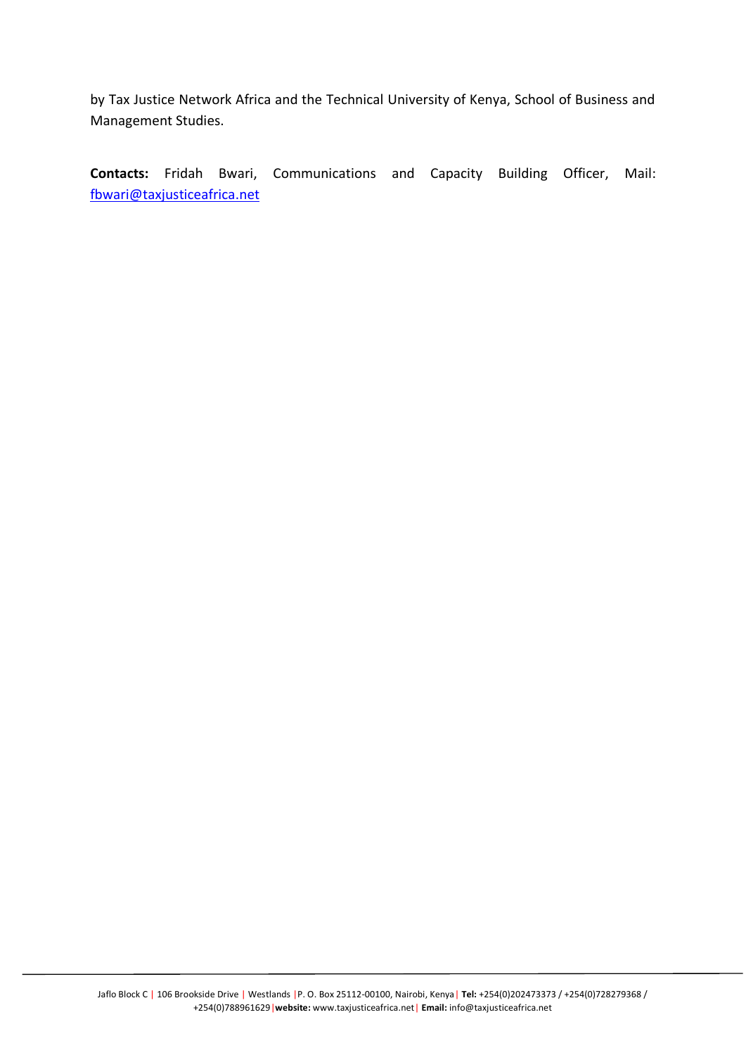by Tax Justice Network Africa and the Technical University of Kenya, School of Business and Management Studies.

**Contacts:** Fridah Bwari, Communications and Capacity Building Officer, Mail: fbwari@taxjusticeafrica.net